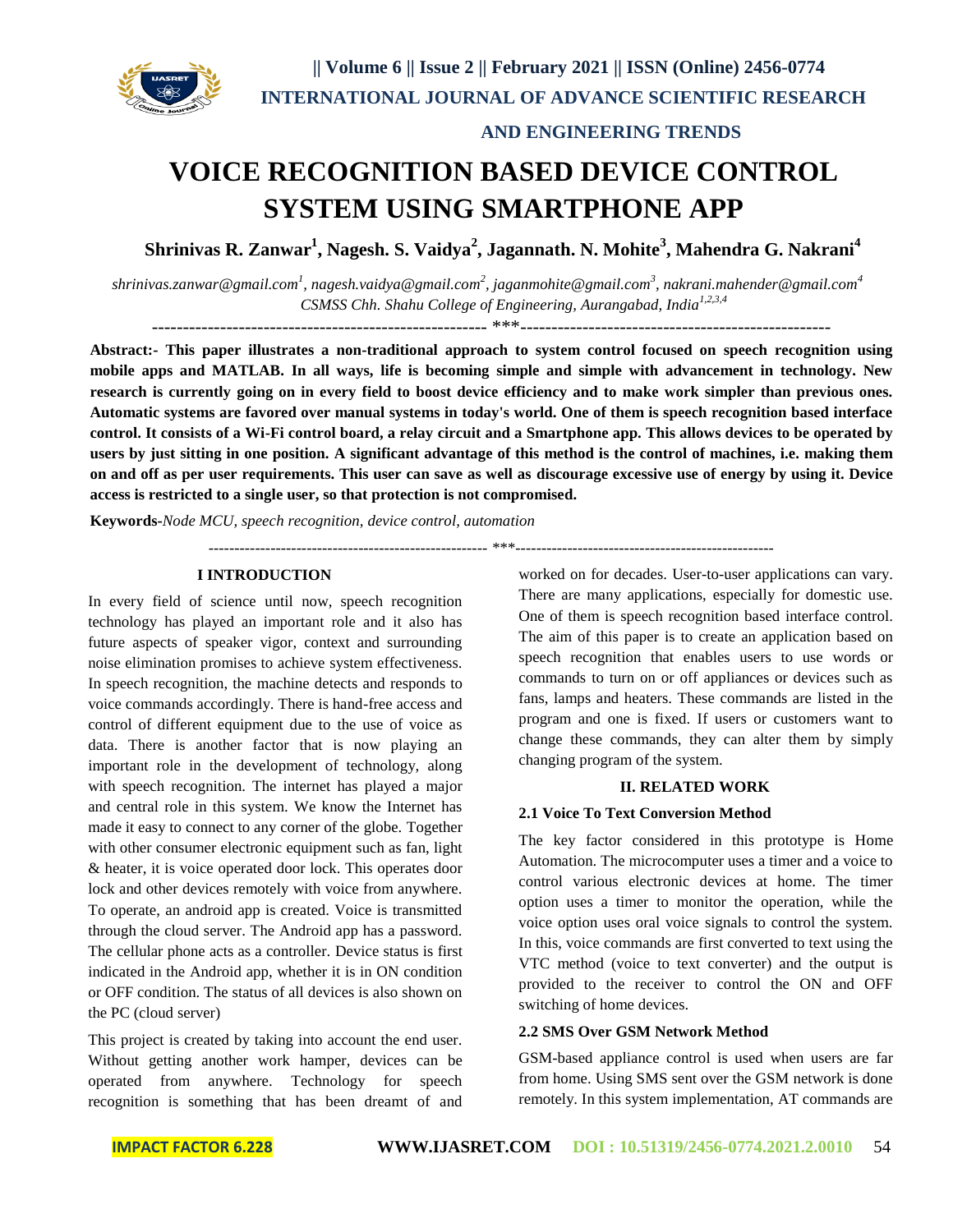# VOICE RECOGNITION BASED DEVICE CONTROL SYSTEM USING SMARTPHONE APP

**Shrinivas R. Zanwar[1], Nagesh. S. Vaidya[2], Jagannath. N. Mohite[3], Mahendra G. Nakrani[4]**

*shrinivas.zanwar@gmail.com[1], nagesh.vaidya@gmail.com[2], jaganmohite@gmail.com[3], nakrani.mahender@gmail.com[4]*
*CSMSS Chh. Shahu College of Engineering, Aurangabad, India[1,2,3,4]*

------------------------------------------------------------ ***--------------------------------------------------------

**Abstract:- This paper illustrates a non-traditional approach to system control focused on speech recognition using mobile apps and MATLAB. In all ways, life is becoming simple and simple with advancement in technology. New research is currently going on in every field to boost device efficiency and to make work simpler than previous ones. Automatic systems are favored over manual systems in today's world. One of them is speech recognition based interface control. It consists of a Wi-Fi control board, a relay circuit and a Smartphone app. This allows devices to be operated by users by just sitting in one position. A significant advantage of this method is the control of machines, i.e. making them on and off as per user requirements. This user can save as well as discourage excessive use of energy by using it. Device access is restricted to a single user, so that protection is not compromised.**

**Keywords-***Node MCU, speech recognition, device control, automation*

------------------------------------------------------------ ***--------------------------------------------------------

## I INTRODUCTION

In every field of science until now, speech recognition technology has played an important role and it also has future aspects of speaker vigor, context and surrounding noise elimination promises to achieve system effectiveness. In speech recognition, the machine detects and responds to voice commands accordingly. There is hand-free access and control of different equipment due to the use of voice as data. There is another factor that is now playing an important role in the development of technology, along with speech recognition. The internet has played a major and central role in this system. We know the Internet has made it easy to connect to any corner of the globe. Together with other consumer electronic equipment such as fan, light & heater, it is voice operated door lock. This operates door lock and other devices remotely with voice from anywhere. To operate, an android app is created. Voice is transmitted through the cloud server. The Android app has a password. The cellular phone acts as a controller. Device status is first indicated in the Android app, whether it is in ON condition or OFF condition. The status of all devices is also shown on the PC (cloud server)

This project is created by taking into account the end user. Without getting another work hamper, devices can be operated from anywhere. Technology for speech recognition is something that has been dreamt of and worked on for decades. User-to-user applications can vary. There are many applications, especially for domestic use. One of them is speech recognition based interface control. The aim of this paper is to create an application based on speech recognition that enables users to use words or commands to turn on or off appliances or devices such as fans, lamps and heaters. These commands are listed in the program and one is fixed. If users or customers want to change these commands, they can alter them by simply changing program of the system.

## II. RELATED WORK

### 2.1 Voice To Text Conversion Method

The key factor considered in this prototype is Home Automation. The microcomputer uses a timer and a voice to control various electronic devices at home. The timer option uses a timer to monitor the operation, while the voice option uses oral voice signals to control the system. In this, voice commands are first converted to text using the VTC method (voice to text converter) and the output is provided to the receiver to control the ON and OFF switching of home devices.

### 2.2 SMS Over GSM Network Method

GSM-based appliance control is used when users are far from home. Using SMS sent over the GSM network is done remotely. In this system implementation, AT commands are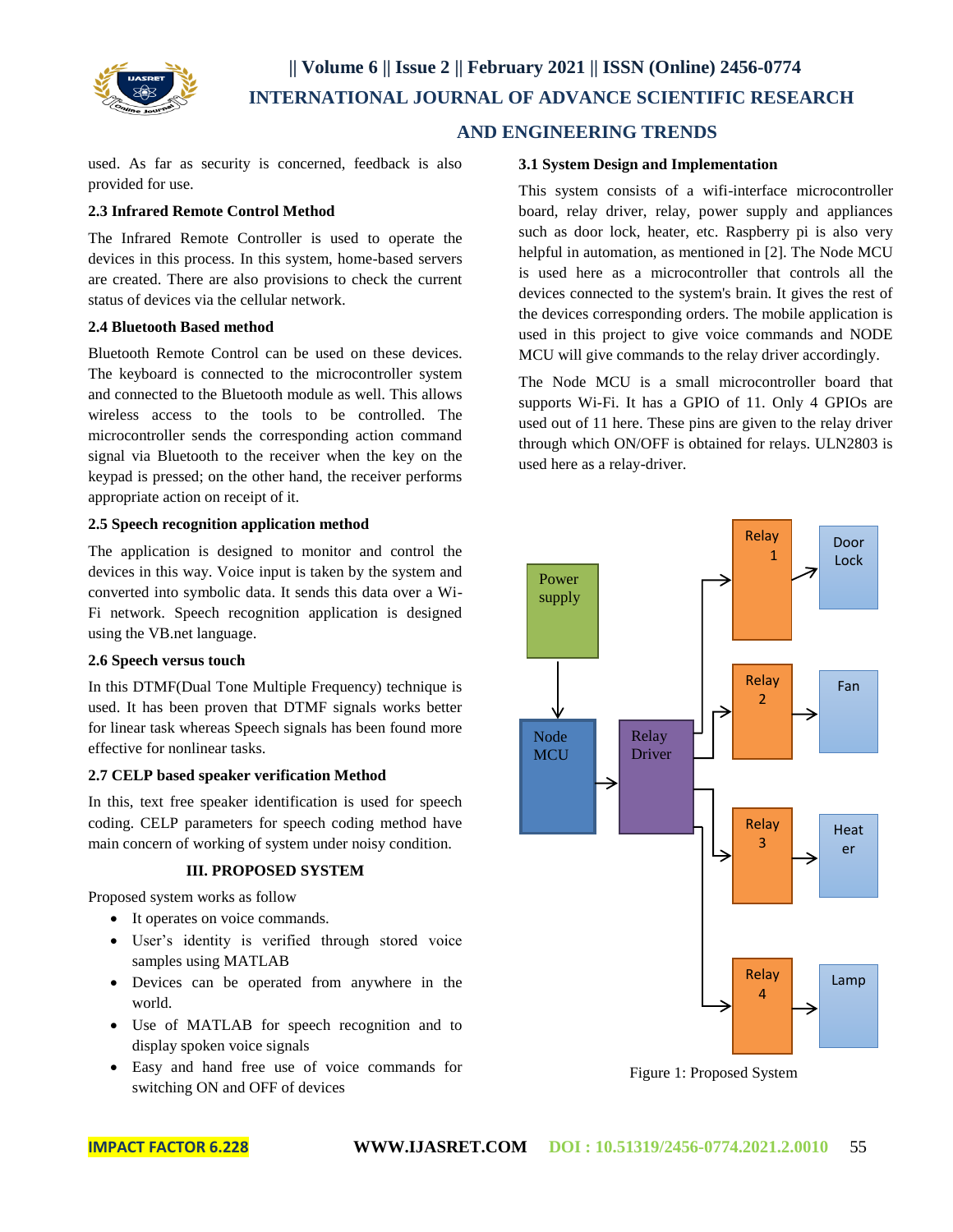used. As far as security is concerned, feedback is also provided for use.

### 2.3 Infrared Remote Control Method

The Infrared Remote Controller is used to operate the devices in this process. In this system, home-based servers are created. There are also provisions to check the current status of devices via the cellular network.

### 2.4 Bluetooth Based method

Bluetooth Remote Control can be used on these devices. The keyboard is connected to the microcontroller system and connected to the Bluetooth module as well. This allows wireless access to the tools to be controlled. The microcontroller sends the corresponding action command signal via Bluetooth to the receiver when the key on the keypad is pressed; on the other hand, the receiver performs appropriate action on receipt of it.

### 2.5 Speech recognition application method

The application is designed to monitor and control the devices in this way. Voice input is taken by the system and converted into symbolic data. It sends this data over a Wi-Fi network. Speech recognition application is designed using the VB.net language.

### 2.6 Speech versus touch

In this DTMF(Dual Tone Multiple Frequency) technique is used. It has been proven that DTMF signals works better for linear task whereas Speech signals has been found more effective for nonlinear tasks.

### 2.7 CELP based speaker verification Method

In this, text free speaker identification is used for speech coding. CELP parameters for speech coding method have main concern of working of system under noisy condition.

## III. PROPOSED SYSTEM

Proposed system works as follow

- It operates on voice commands.
- User's identity is verified through stored voice samples using MATLAB
- Devices can be operated from anywhere in the world.
- Use of MATLAB for speech recognition and to display spoken voice signals
- Easy and hand free use of voice commands for switching ON and OFF of devices

### 3.1 System Design and Implementation

This system consists of a wifi-interface microcontroller board, relay driver, relay, power supply and appliances such as door lock, heater, etc. Raspberry pi is also very helpful in automation, as mentioned in [2]. The Node MCU is used here as a microcontroller that controls all the devices connected to the system's brain. It gives the rest of the devices corresponding orders. The mobile application is used in this project to give voice commands and NODE MCU will give commands to the relay driver accordingly.

The Node MCU is a small microcontroller board that supports Wi-Fi. It has a GPIO of 11. Only 4 GPIOs are used out of 11 here. These pins are given to the relay driver through which ON/OFF is obtained for relays. ULN2803 is used here as a relay-driver.

Power supply

Node MCU

Relay Driver

Relay 1

Relay 2

Relay 3

Relay 4

Door Lock

Fan

Heat er

Lamp

Figure 1: Proposed System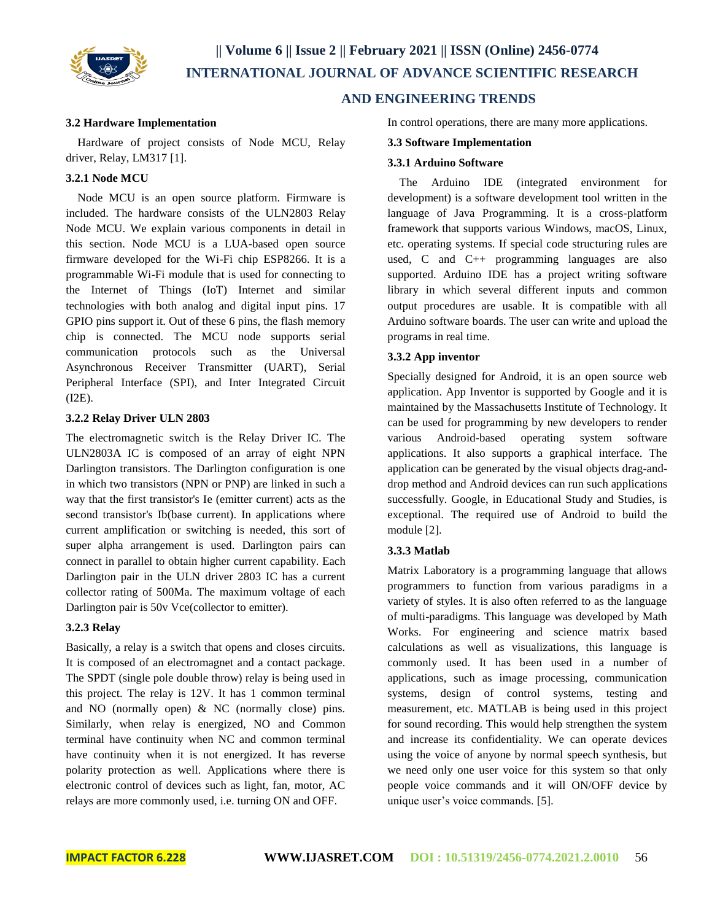### 3.2 Hardware Implementation

Hardware of project consists of Node MCU, Relay driver, Relay, LM317 [1].

#### 3.2.1 Node MCU

Node MCU is an open source platform. Firmware is included. The hardware consists of the ULN2803 Relay Node MCU. We explain various components in detail in this section. Node MCU is a LUA-based open source firmware developed for the Wi-Fi chip ESP8266. It is a programmable Wi-Fi module that is used for connecting to the Internet of Things (IoT) Internet and similar technologies with both analog and digital input pins. 17 GPIO pins support it. Out of these 6 pins, the flash memory chip is connected. The MCU node supports serial communication protocols such as the Universal Asynchronous Receiver Transmitter (UART), Serial Peripheral Interface (SPI), and Inter Integrated Circuit (I2E).

#### 3.2.2 Relay Driver ULN 2803

The electromagnetic switch is the Relay Driver IC. The ULN2803A IC is composed of an array of eight NPN Darlington transistors. The Darlington configuration is one in which two transistors (NPN or PNP) are linked in such a way that the first transistor's Ie (emitter current) acts as the second transistor's Ib(base current). In applications where current amplification or switching is needed, this sort of super alpha arrangement is used. Darlington pairs can connect in parallel to obtain higher current capability. Each Darlington pair in the ULN driver 2803 IC has a current collector rating of 500Ma. The maximum voltage of each Darlington pair is 50v Vce(collector to emitter).

#### 3.2.3 Relay

Basically, a relay is a switch that opens and closes circuits. It is composed of an electromagnet and a contact package. The SPDT (single pole double throw) relay is being used in this project. The relay is 12V. It has 1 common terminal and NO (normally open) & NC (normally close) pins. Similarly, when relay is energized, NO and Common terminal have continuity when NC and common terminal have continuity when it is not energized. It has reverse polarity protection as well. Applications where there is electronic control of devices such as light, fan, motor, AC relays are more commonly used, i.e. turning ON and OFF. In control operations, there are many more applications.

### 3.3 Software Implementation

#### 3.3.1 Arduino Software

The Arduino IDE (integrated environment for development) is a software development tool written in the language of Java Programming. It is a cross-platform framework that supports various Windows, macOS, Linux, etc. operating systems. If special code structuring rules are used, C and C++ programming languages are also supported. Arduino IDE has a project writing software library in which several different inputs and common output procedures are usable. It is compatible with all Arduino software boards. The user can write and upload the programs in real time.

#### 3.3.2 App inventor

Specially designed for Android, it is an open source web application. App Inventor is supported by Google and it is maintained by the Massachusetts Institute of Technology. It can be used for programming by new developers to render various Android-based operating system software applications. It also supports a graphical interface. The application can be generated by the visual objects drag-and-drop method and Android devices can run such applications successfully. Google, in Educational Study and Studies, is exceptional. The required use of Android to build the module [2].

#### 3.3.3 Matlab

Matrix Laboratory is a programming language that allows programmers to function from various paradigms in a variety of styles. It is also often referred to as the language of multi-paradigms. This language was developed by Math Works. For engineering and science matrix based calculations as well as visualizations, this language is commonly used. It has been used in a number of applications, such as image processing, communication systems, design of control systems, testing and measurement, etc. MATLAB is being used in this project for sound recording. This would help strengthen the system and increase its confidentiality. We can operate devices using the voice of anyone by normal speech synthesis, but we need only one user voice for this system so that only people voice commands and it will ON/OFF device by unique user's voice commands. [5].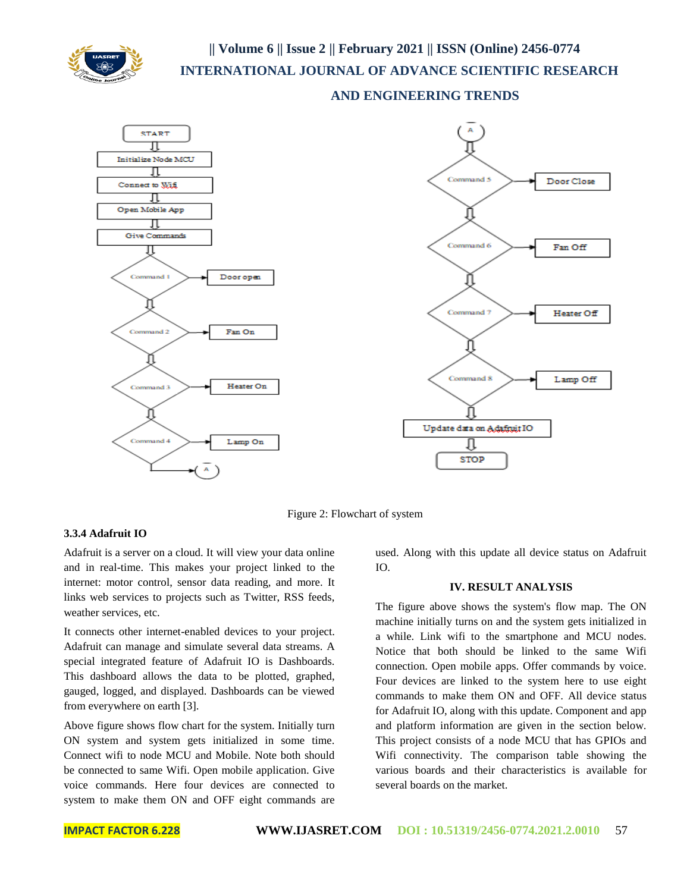START

Initialize Node MCU

Connect to Wifi

Open Mobile App

Give Commands

Command 1

Door open

Command 2

Fan On

Command 3

Heater On

Command 4

Lamp On

A

A

Command 5

Door Close

Command 6

Fan Off

Command 7

Heater Off

Command 8

Lamp Off

Update data on Adafruit IO

STOP

Figure 2: Flowchart of system

### 3.3.4 Adafruit IO

Adafruit is a server on a cloud. It will view your data online and in real-time. This makes your project linked to the internet: motor control, sensor data reading, and more. It links web services to projects such as Twitter, RSS feeds, weather services, etc.

It connects other internet-enabled devices to your project. Adafruit can manage and simulate several data streams. A special integrated feature of Adafruit IO is Dashboards. This dashboard allows the data to be plotted, graphed, gauged, logged, and displayed. Dashboards can be viewed from everywhere on earth [3].

Above figure shows flow chart for the system. Initially turn ON system and system gets initialized in some time. Connect wifi to node MCU and Mobile. Note both should be connected to same Wifi. Open mobile application. Give voice commands. Here four devices are connected to system to make them ON and OFF eight commands are used. Along with this update all device status on Adafruit IO.

## IV. RESULT ANALYSIS

The figure above shows the system's flow map. The ON machine initially turns on and the system gets initialized in a while. Link wifi to the smartphone and MCU nodes. Notice that both should be linked to the same Wifi connection. Open mobile apps. Offer commands by voice. Four devices are linked to the system here to use eight commands to make them ON and OFF. All device status for Adafruit IO, along with this update. Component and app and platform information are given in the section below. This project consists of a node MCU that has GPIOs and Wifi connectivity. The comparison table showing the various boards and their characteristics is available for several boards on the market.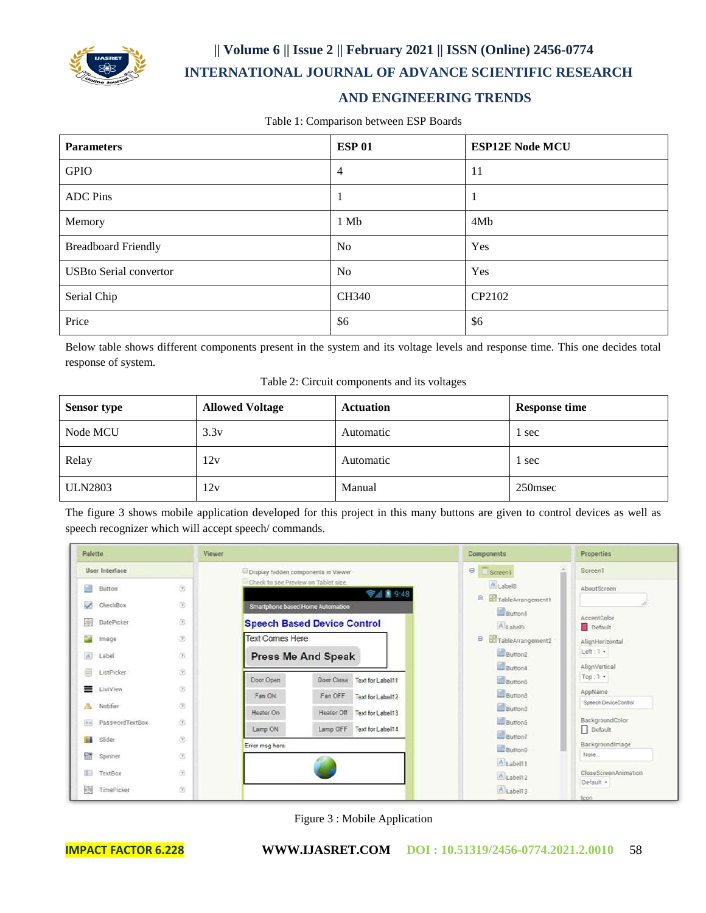Table 1: Comparison between ESP Boards

| Parameters | ESP 01 | ESP12E Node MCU |
|---|---|---|
| GPIO | 4 | 11 |
| ADC Pins | 1 | 1 |
| Memory | 1 Mb | 4Mb |
| Breadboard Friendly | No | Yes |
| USBto Serial convertor | No | Yes |
| Serial Chip | CH340 | CP2102 |
| Price | $6 | $6 |

Below table shows different components present in the system and its voltage levels and response time. This one decides total response of system.

Table 2: Circuit components and its voltages

| Sensor type | Allowed Voltage | Actuation | Response time |
|---|---|---|---|
| Node MCU | 3.3v | Automatic | 1 sec |
| Relay | 12v | Automatic | 1 sec |
| ULN2803 | 12v | Manual | 250msec |

The figure 3 shows mobile application developed for this project in this many buttons are given to control devices as well as speech recognizer which will accept speech/ commands.

Figure 3 : Mobile Application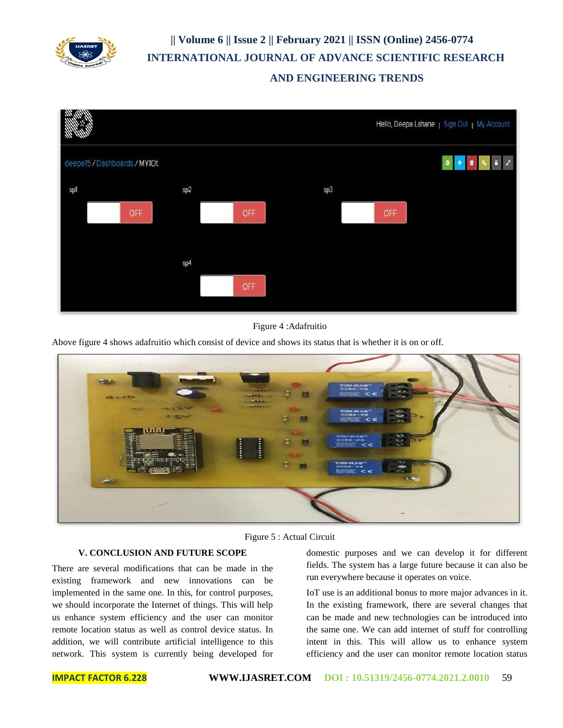Figure 4 :Adafruitio

Above figure 4 shows adafruitio which consist of device and shows its status that is whether it is on or off.

Figure 5 : Actual Circuit

## V. CONCLUSION AND FUTURE SCOPE

There are several modifications that can be made in the existing framework and new innovations can be implemented in the same one. In this, for control purposes, we should incorporate the Internet of things. This will help us enhance system efficiency and the user can monitor remote location status as well as control device status. In addition, we will contribute artificial intelligence to this network. This system is currently being developed for domestic purposes and we can develop it for different fields. The system has a large future because it can also be run everywhere because it operates on voice.

IoT use is an additional bonus to more major advances in it. In the existing framework, there are several changes that can be made and new technologies can be introduced into the same one. We can add internet of stuff for controlling intent in this. This will allow us to enhance system efficiency and the user can monitor remote location status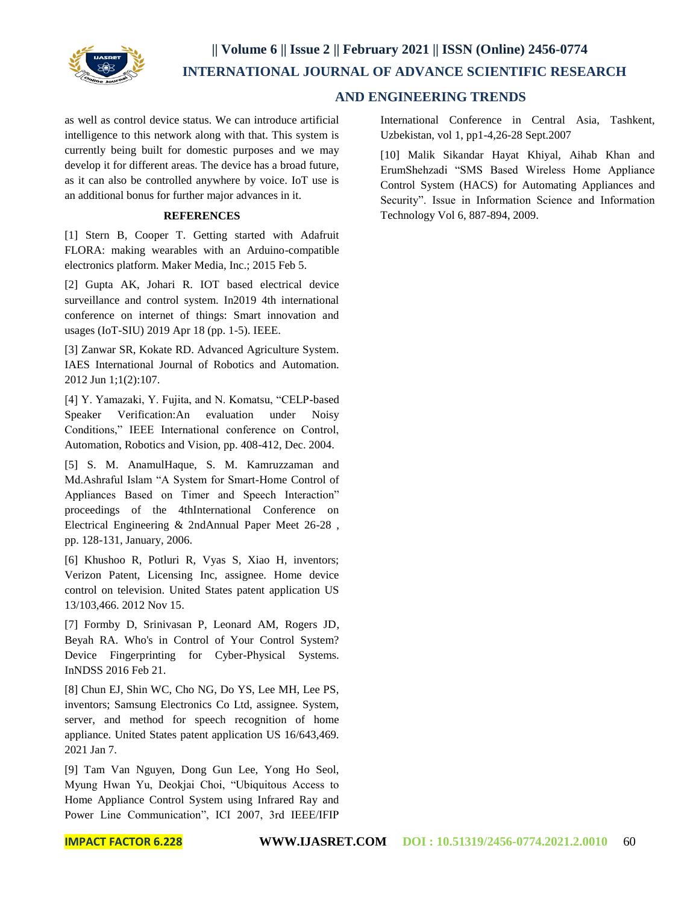as well as control device status. We can introduce artificial intelligence to this network along with that. This system is currently being built for domestic purposes and we may develop it for different areas. The device has a broad future, as it can also be controlled anywhere by voice. IoT use is an additional bonus for further major advances in it.

## REFERENCES

[1] Stern B, Cooper T. Getting started with Adafruit FLORA: making wearables with an Arduino-compatible electronics platform. Maker Media, Inc.; 2015 Feb 5.

[2] Gupta AK, Johari R. IOT based electrical device surveillance and control system. In2019 4th international conference on internet of things: Smart innovation and usages (IoT-SIU) 2019 Apr 18 (pp. 1-5). IEEE.

[3] Zanwar SR, Kokate RD. Advanced Agriculture System. IAES International Journal of Robotics and Automation. 2012 Jun 1;1(2):107.

[4] Y. Yamazaki, Y. Fujita, and N. Komatsu, "CELP-based Speaker Verification:An evaluation under Noisy Conditions," IEEE International conference on Control, Automation, Robotics and Vision, pp. 408-412, Dec. 2004.

[5] S. M. AnamulHaque, S. M. Kamruzzaman and Md.Ashraful Islam "A System for Smart-Home Control of Appliances Based on Timer and Speech Interaction" proceedings of the 4thInternational Conference on Electrical Engineering & 2ndAnnual Paper Meet 26-28 , pp. 128-131, January, 2006.

[6] Khushoo R, Potluri R, Vyas S, Xiao H, inventors; Verizon Patent, Licensing Inc, assignee. Home device control on television. United States patent application US 13/103,466. 2012 Nov 15.

[7] Formby D, Srinivasan P, Leonard AM, Rogers JD, Beyah RA. Who's in Control of Your Control System? Device Fingerprinting for Cyber-Physical Systems. InNDSS 2016 Feb 21.

[8] Chun EJ, Shin WC, Cho NG, Do YS, Lee MH, Lee PS, inventors; Samsung Electronics Co Ltd, assignee. System, server, and method for speech recognition of home appliance. United States patent application US 16/643,469. 2021 Jan 7.

[9] Tam Van Nguyen, Dong Gun Lee, Yong Ho Seol, Myung Hwan Yu, Deokjai Choi, "Ubiquitous Access to Home Appliance Control System using Infrared Ray and Power Line Communication", ICI 2007, 3rd IEEE/IFIP International Conference in Central Asia, Tashkent, Uzbekistan, vol 1, pp1-4,26-28 Sept.2007

[10] Malik Sikandar Hayat Khiyal, Aihab Khan and ErumShehzadi "SMS Based Wireless Home Appliance Control System (HACS) for Automating Appliances and Security". Issue in Information Science and Information Technology Vol 6, 887-894, 2009.